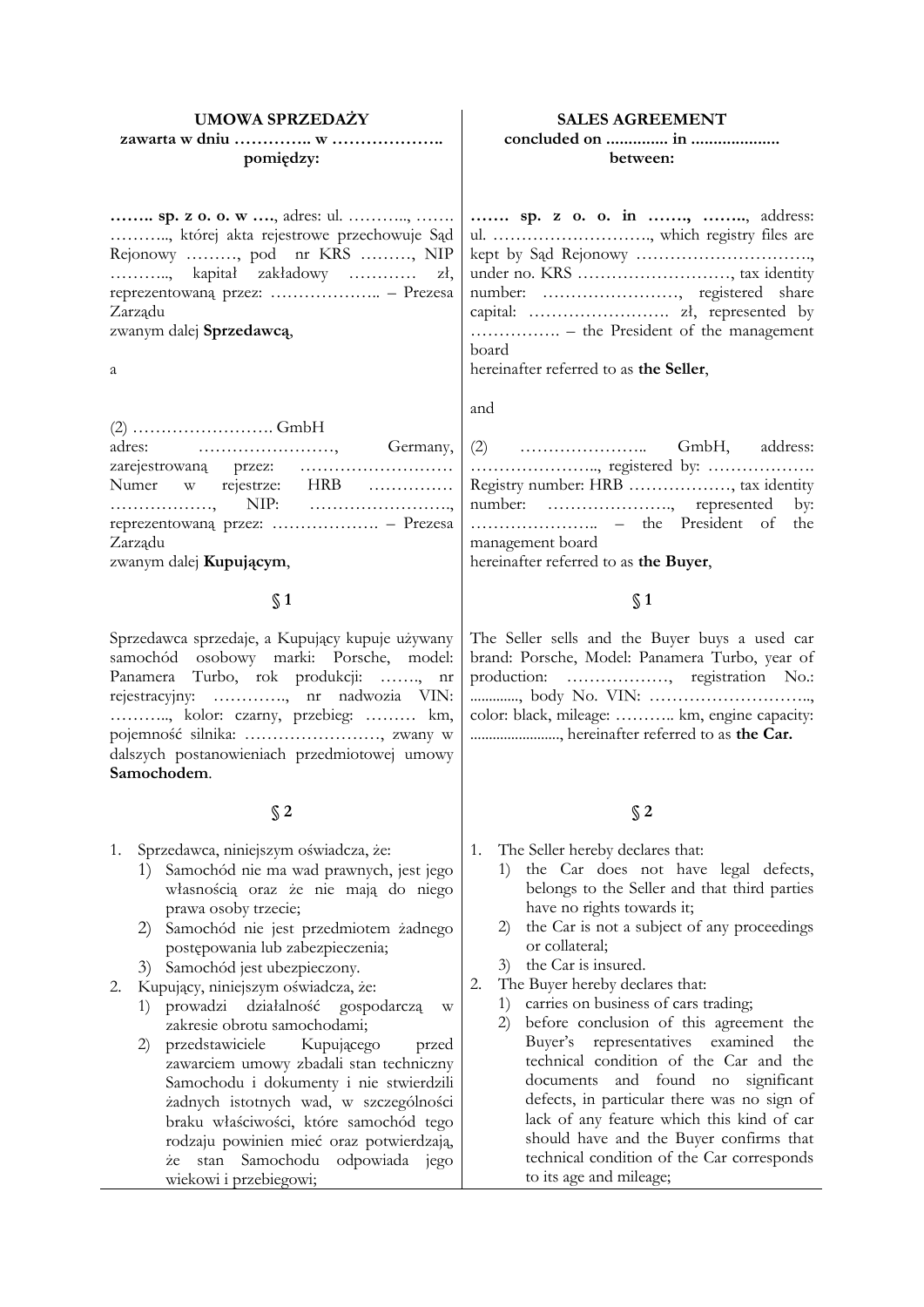**UMOWA SPRZEDAŻY**
**zawarta w dniu ………….. w ………………..**
**pomiędzy:**

**…….. sp. z o. o. w ….**, adres: ul. ……….., ……. ……….., której akta rejestrowe przechowuje Sąd Rejonowy ………, pod nr KRS ………, NIP ……….., kapitał zakładowy ………… zł, reprezentowaną przez: ……………….. – Prezesa Zarządu
zwanym dalej **Sprzedawcą**,

a

(2) ……………………. GmbH
adres: ……………………, Germany, zarejestrowaną przez: …………………….. Numer w rejestrze: HRB …………… ………………, NIP: ……………………., reprezentowaną przez: ………………. – Prezesa Zarządu
zwanym dalej **Kupującym**,

**§ 1**

Sprzedawca sprzedaje, a Kupujący kupuje używany samochód osobowy marki: Porsche, model: Panamera Turbo, rok produkcji: ……., nr rejestracyjny: …………., nr nadwozia VIN: ……….., kolor: czarny, przebieg: ……… km, pojemność silnika: ……………………, zwany w dalszych postanowieniach przedmiotowej umowy **Samochodem**.

**§ 2**

1. Sprzedawca, niniejszym oświadcza, że:
   1) Samochód nie ma wad prawnych, jest jego własnością oraz że nie mają do niego prawa osoby trzecie;
   2) Samochód nie jest przedmiotem żadnego postępowania lub zabezpieczenia;
   3) Samochód jest ubezpieczony.
2. Kupujący, niniejszym oświadcza, że:
   1) prowadzi działalność gospodarczą w zakresie obrotu samochodami;
   2) przedstawiciele Kupującego przed zawarciem umowy zbadali stan techniczny Samochodu i dokumenty i nie stwierdzili żadnych istotnych wad, w szczególności braku właściwości, które samochód tego rodzaju powinien mieć oraz potwierdzają, że stan Samochodu odpowiada jego wiekowi i przebiegowi;

---

**SALES AGREEMENT**
**concluded on .............. in ....................**
**between:**

**……. sp. z o. o. in ……., ……..**, address: ul. ……………………….., which registry files are kept by Sąd Rejonowy …………………………., under no. KRS ………………………, tax identity number: ……………………, registered share capital: ……………………. zł, represented by ……………. – the President of the management board
hereinafter referred to as **the Seller**,

and

(2) ………………….. GmbH, address: ………………….., registered by: ………………. Registry number: HRB ………………, tax identity number: …………………., represented by: ………………….. – the President of the management board
hereinafter referred to as **the Buyer**,

**§ 1**

The Seller sells and the Buyer buys a used car brand: Porsche, Model: Panamera Turbo, year of production: ………………, registration No.: ............., body No. VIN: ……………………….., color: black, mileage: ……….. km, engine capacity: ........................, hereinafter referred to as **the Car.**

**§ 2**

1. The Seller hereby declares that:
   1) the Car does not have legal defects, belongs to the Seller and that third parties have no rights towards it;
   2) the Car is not a subject of any proceedings or collateral;
   3) the Car is insured.
2. The Buyer hereby declares that:
   1) carries on business of cars trading;
   2) before conclusion of this agreement the Buyer's representatives examined the technical condition of the Car and the documents and found no significant defects, in particular there was no sign of lack of any feature which this kind of car should have and the Buyer confirms that technical condition of the Car corresponds to its age and mileage;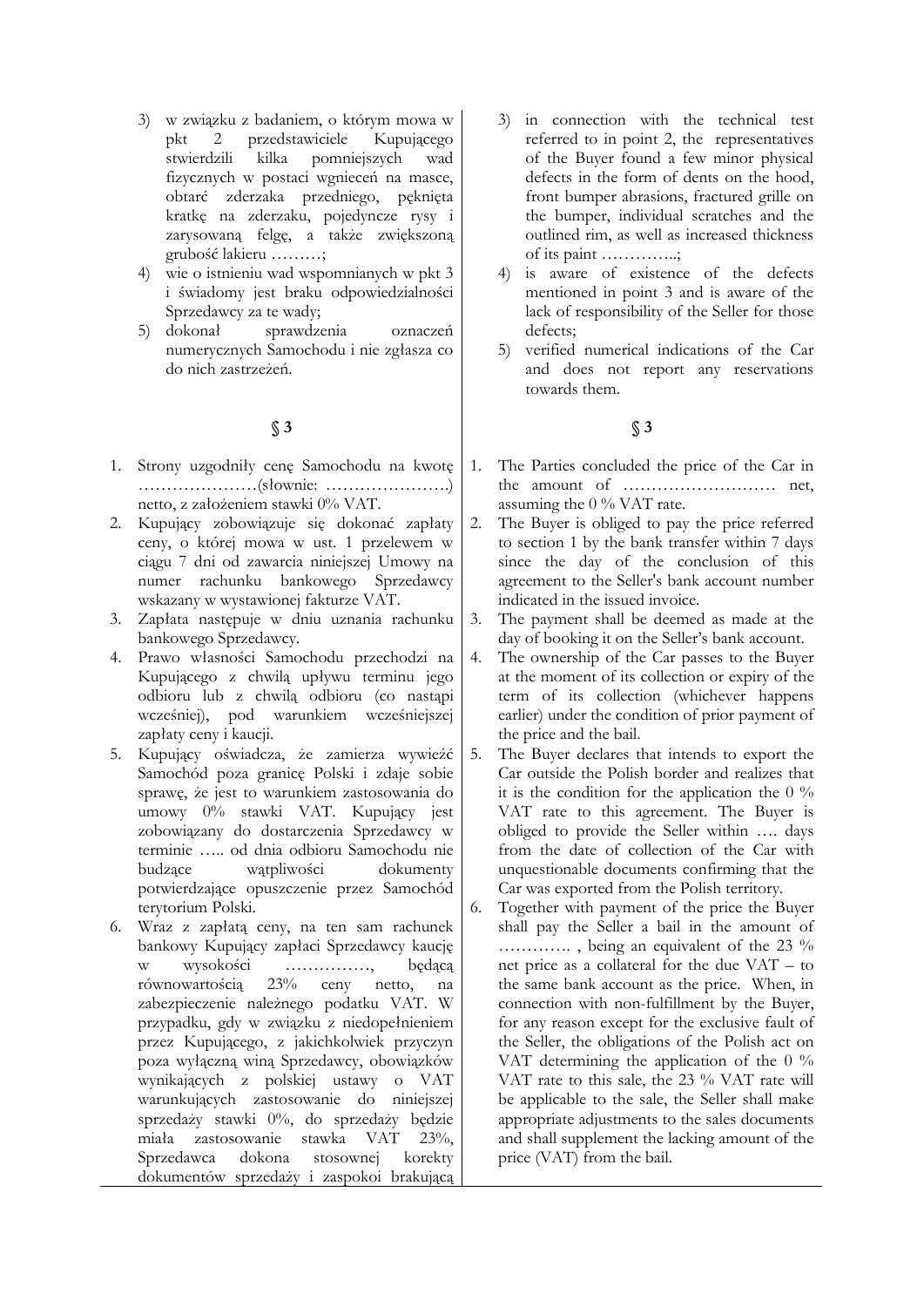3) w związku z badaniem, o którym mowa w pkt 2 przedstawiciele Kupującego stwierdzili kilka pomniejszych wad fizycznych w postaci wgnieceń na masce, obtarć zderzaka przedniego, pęknięta kratkę na zderzaku, pojedyncze rysy i zarysowaną felgę, a także zwiększoną grubość lakieru ………;
4) wie o istnieniu wad wspomnianych w pkt 3 i świadomy jest braku odpowiedzialności Sprzedawcy za te wady;
5) dokonał sprawdzenia oznaczeń numerycznych Samochodu i nie zgłasza co do nich zastrzeżeń.

## § 3

1. Strony uzgodniły cenę Samochodu na kwotę …………………(słownie: ………………….) netto, z założeniem stawki 0% VAT.
2. Kupujący zobowiązuje się dokonać zapłaty ceny, o której mowa w ust. 1 przelewem w ciągu 7 dni od zawarcia niniejszej Umowy na numer rachunku bankowego Sprzedawcy wskazany w wystawionej fakturze VAT.
3. Zapłata następuje w dniu uznania rachunku bankowego Sprzedawcy.
4. Prawo własności Samochodu przechodzi na Kupującego z chwilą upływu terminu jego odbioru lub z chwilą odbioru (co nastąpi wcześniej), pod warunkiem wcześniejszej zapłaty ceny i kaucji.
5. Kupujący oświadcza, że zamierza wywieźć Samochód poza granicę Polski i zdaje sobie sprawę, że jest to warunkiem zastosowania do umowy 0% stawki VAT. Kupujący jest zobowiązany do dostarczenia Sprzedawcy w terminie ….. od dnia odbioru Samochodu nie budzące wątpliwości dokumenty potwierdzające opuszczenie przez Samochód terytorium Polski.
6. Wraz z zapłatą ceny, na ten sam rachunek bankowy Kupujący zapłaci Sprzedawcy kaucję w wysokości ……………, będącą równowartością 23% ceny netto, na zabezpieczenie należnego podatku VAT. W przypadku, gdy w związku z niedopełnieniem przez Kupującego, z jakichkolwiek przyczyn poza wyłączną winą Sprzedawcy, obowiązków wynikających z polskiej ustawy o VAT warunkujących zastosowanie do niniejszej sprzedaży stawki 0%, do sprzedaży będzie miała zastosowanie stawka VAT 23%, Sprzedawca dokona stosownej korekty dokumentów sprzedaży i zaspokoi brakującą

3) in connection with the technical test referred to in point 2, the representatives of the Buyer found a few minor physical defects in the form of dents on the hood, front bumper abrasions, fractured grille on the bumper, individual scratches and the outlined rim, as well as increased thickness of its paint …………..;
4) is aware of existence of the defects mentioned in point 3 and is aware of the lack of responsibility of the Seller for those defects;
5) verified numerical indications of the Car and does not report any reservations towards them.

## § 3

1. The Parties concluded the price of the Car in the amount of ……………………… net, assuming the 0 % VAT rate.
2. The Buyer is obliged to pay the price referred to section 1 by the bank transfer within 7 days since the day of the conclusion of this agreement to the Seller's bank account number indicated in the issued invoice.
3. The payment shall be deemed as made at the day of booking it on the Seller's bank account.
4. The ownership of the Car passes to the Buyer at the moment of its collection or expiry of the term of its collection (whichever happens earlier) under the condition of prior payment of the price and the bail.
5. The Buyer declares that intends to export the Car outside the Polish border and realizes that it is the condition for the application the 0 % VAT rate to this agreement. The Buyer is obliged to provide the Seller within …. days from the date of collection of the Car with unquestionable documents confirming that the Car was exported from the Polish territory.
6. Together with payment of the price the Buyer shall pay the Seller a bail in the amount of …………. , being an equivalent of the 23 % net price as a collateral for the due VAT – to the same bank account as the price. When, in connection with non-fulfillment by the Buyer, for any reason except for the exclusive fault of the Seller, the obligations of the Polish act on VAT determining the application of the 0 % VAT rate to this sale, the 23 % VAT rate will be applicable to the sale, the Seller shall make appropriate adjustments to the sales documents and shall supplement the lacking amount of the price (VAT) from the bail.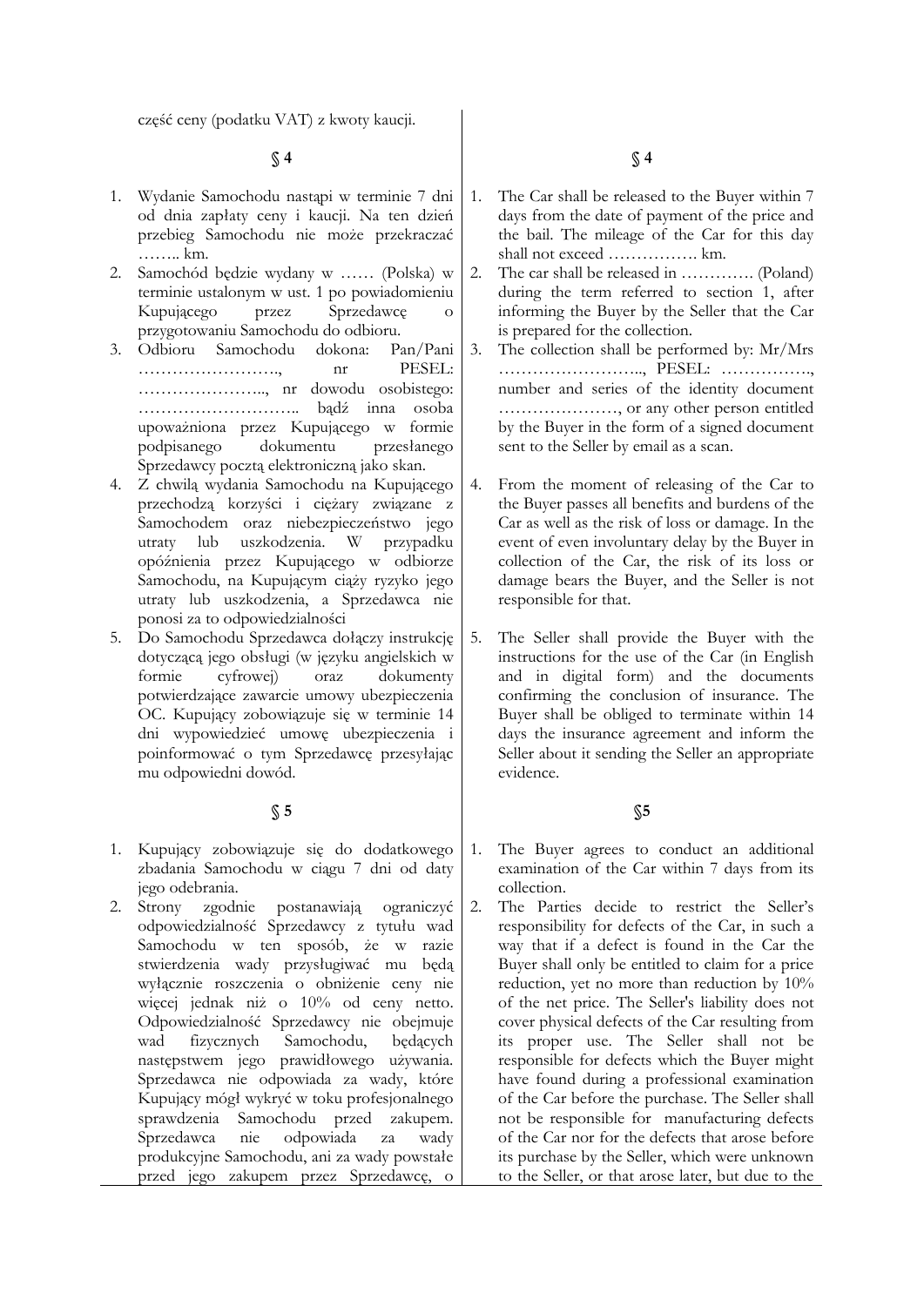część ceny (podatku VAT) z kwoty kaucji.

## § 4

1. Wydanie Samochodu nastąpi w terminie 7 dni od dnia zapłaty ceny i kaucji. Na ten dzień przebieg Samochodu nie może przekraczać …….. km.
2. Samochód będzie wydany w …… (Polska) w terminie ustalonym w ust. 1 po powiadomieniu Kupującego przez Sprzedawcę o przygotowaniu Samochodu do odbioru.
3. Odbioru Samochodu dokona: Pan/Pani ……………………., nr PESEL: ………………….., nr dowodu osobistego: ……………………….. bądź inna osoba upoważniona przez Kupującego w formie podpisanego dokumentu przesłanego Sprzedawcy pocztą elektroniczną jako skan.
4. Z chwilą wydania Samochodu na Kupującego przechodzą korzyści i ciężary związane z Samochodem oraz niebezpieczeństwo jego utraty lub uszkodzenia. W przypadku opóźnienia przez Kupującego w odbiorze Samochodu, na Kupującym ciąży ryzyko jego utraty lub uszkodzenia, a Sprzedawca nie ponosi za to odpowiedzialności
5. Do Samochodu Sprzedawca dołączy instrukcję dotyczącą jego obsługi (w języku angielskich w formie cyfrowej) oraz dokumenty potwierdzające zawarcie umowy ubezpieczenia OC. Kupujący zobowiązuje się w terminie 14 dni wypowiedzieć umowę ubezpieczenia i poinformować o tym Sprzedawcę przesyłając mu odpowiedni dowód.

## § 5

1. Kupujący zobowiązuje się do dodatkowego zbadania Samochodu w ciągu 7 dni od daty jego odebrania.
2. Strony zgodnie postanawiają ograniczyć odpowiedzialność Sprzedawcy z tytułu wad Samochodu w ten sposób, że w razie stwierdzenia wady przysługiwać mu będą wyłącznie roszczenia o obniżenie ceny nie więcej jednak niż o 10% od ceny netto. Odpowiedzialność Sprzedawcy nie obejmuje wad fizycznych Samochodu, będących następstwem jego prawidłowego używania. Sprzedawca nie odpowiada za wady, które Kupujący mógł wykryć w toku profesjonalnego sprawdzenia Samochodu przed zakupem. Sprzedawca nie odpowiada za wady produkcyjne Samochodu, ani za wady powstałe przed jego zakupem przez Sprzedawcę, o

## § 4

1. The Car shall be released to the Buyer within 7 days from the date of payment of the price and the bail. The mileage of the Car for this day shall not exceed ……………. km.
2. The car shall be released in …………. (Poland) during the term referred to section 1, after informing the Buyer by the Seller that the Car is prepared for the collection.
3. The collection shall be performed by: Mr/Mrs …………………….., PESEL: ……………, number and series of the identity document …………………, or any other person entitled by the Buyer in the form of a signed document sent to the Seller by email as a scan.
4. From the moment of releasing of the Car to the Buyer passes all benefits and burdens of the Car as well as the risk of loss or damage. In the event of even involuntary delay by the Buyer in collection of the Car, the risk of its loss or damage bears the Buyer, and the Seller is not responsible for that.
5. The Seller shall provide the Buyer with the instructions for the use of the Car (in English and in digital form) and the documents confirming the conclusion of insurance. The Buyer shall be obliged to terminate within 14 days the insurance agreement and inform the Seller about it sending the Seller an appropriate evidence.

## §5

1. The Buyer agrees to conduct an additional examination of the Car within 7 days from its collection.
2. The Parties decide to restrict the Seller's responsibility for defects of the Car, in such a way that if a defect is found in the Car the Buyer shall only be entitled to claim for a price reduction, yet no more than reduction by 10% of the net price. The Seller's liability does not cover physical defects of the Car resulting from its proper use. The Seller shall not be responsible for defects which the Buyer might have found during a professional examination of the Car before the purchase. The Seller shall not be responsible for manufacturing defects of the Car nor for the defects that arose before its purchase by the Seller, which were unknown to the Seller, or that arose later, but due to the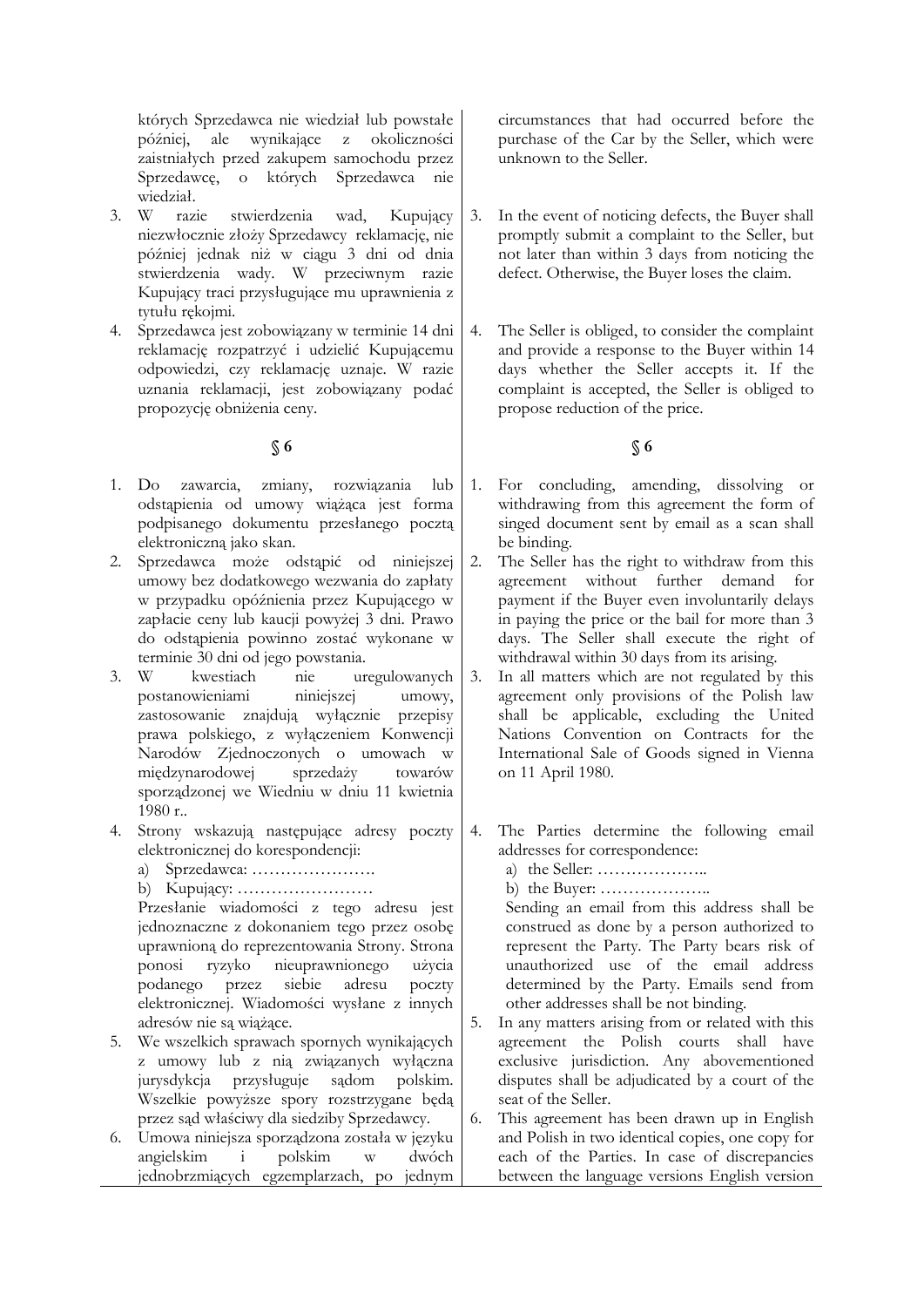których Sprzedawca nie wiedział lub powstałe później, ale wynikające z okoliczności zaistniałych przed zakupem samochodu przez Sprzedawcę, o których Sprzedawca nie wiedział.

3. W razie stwierdzenia wad, Kupujący niezwłocznie złoży Sprzedawcy reklamację, nie później jednak niż w ciągu 3 dni od dnia stwierdzenia wady. W przeciwnym razie Kupujący traci przysługujące mu uprawnienia z tytułu rękojmi.
4. Sprzedawca jest zobowiązany w terminie 14 dni reklamację rozpatrzyć i udzielić Kupującemu odpowiedzi, czy reklamację uznaje. W razie uznania reklamacji, jest zobowiązany podać propozycję obniżenia ceny.

## § 6

1. Do zawarcia, zmiany, rozwiązania lub odstąpienia od umowy wiążąca jest forma podpisanego dokumentu przesłanego pocztą elektroniczną jako skan.
2. Sprzedawca może odstąpić od niniejszej umowy bez dodatkowego wezwania do zapłaty w przypadku opóźnienia przez Kupującego w zapłacie ceny lub kaucji powyżej 3 dni. Prawo do odstąpienia powinno zostać wykonane w terminie 30 dni od jego powstania.
3. W kwestiach nie uregulowanych postanowieniami niniejszej umowy, zastosowanie znajdują wyłącznie przepisy prawa polskiego, z wyłączeniem Konwencji Narodów Zjednoczonych o umowach w międzynarodowej sprzedaży towarów sporządzonej we Wiedniu w dniu 11 kwietnia 1980 r..
4. Strony wskazują następujące adresy poczty elektronicznej do korespondencji:
   a) Sprzedawca: ………………….
   b) Kupujący: ……………………
   
   Przesłanie wiadomości z tego adresu jest jednoznaczne z dokonaniem tego przez osobę uprawnioną do reprezentowania Strony. Strona ponosi ryzyko nieuprawnionego użycia podanego przez siebie adresu poczty elektronicznej. Wiadomości wysłane z innych adresów nie są wiążące.
5. We wszelkich sprawach spornych wynikających z umowy lub z nią związanych wyłączna jurysdykcja przysługuje sądom polskim. Wszelkie powyższe spory rozstrzygane będą przez sąd właściwy dla siedziby Sprzedawcy.
6. Umowa niniejsza sporządzona została w języku angielskim i polskim w dwóch jednobrzmiących egzemplarzach, po jednym

---

circumstances that had occurred before the purchase of the Car by the Seller, which were unknown to the Seller.

3. In the event of noticing defects, the Buyer shall promptly submit a complaint to the Seller, but not later than within 3 days from noticing the defect. Otherwise, the Buyer loses the claim.
4. The Seller is obliged, to consider the complaint and provide a response to the Buyer within 14 days whether the Seller accepts it. If the complaint is accepted, the Seller is obliged to propose reduction of the price.

## § 6

1. For concluding, amending, dissolving or withdrawing from this agreement the form of singed document sent by email as a scan shall be binding.
2. The Seller has the right to withdraw from this agreement without further demand for payment if the Buyer even involuntarily delays in paying the price or the bail for more than 3 days. The Seller shall execute the right of withdrawal within 30 days from its arising.
3. In all matters which are not regulated by this agreement only provisions of the Polish law shall be applicable, excluding the United Nations Convention on Contracts for the International Sale of Goods signed in Vienna on 11 April 1980.
4. The Parties determine the following email addresses for correspondence:
   a) the Seller: ………………..
   b) the Buyer: ………………..
   
   Sending an email from this address shall be construed as done by a person authorized to represent the Party. The Party bears risk of unauthorized use of the email address determined by the Party. Emails send from other addresses shall be not binding.
5. In any matters arising from or related with this agreement the Polish courts shall have exclusive jurisdiction. Any abovementioned disputes shall be adjudicated by a court of the seat of the Seller.
6. This agreement has been drawn up in English and Polish in two identical copies, one copy for each of the Parties. In case of discrepancies between the language versions English version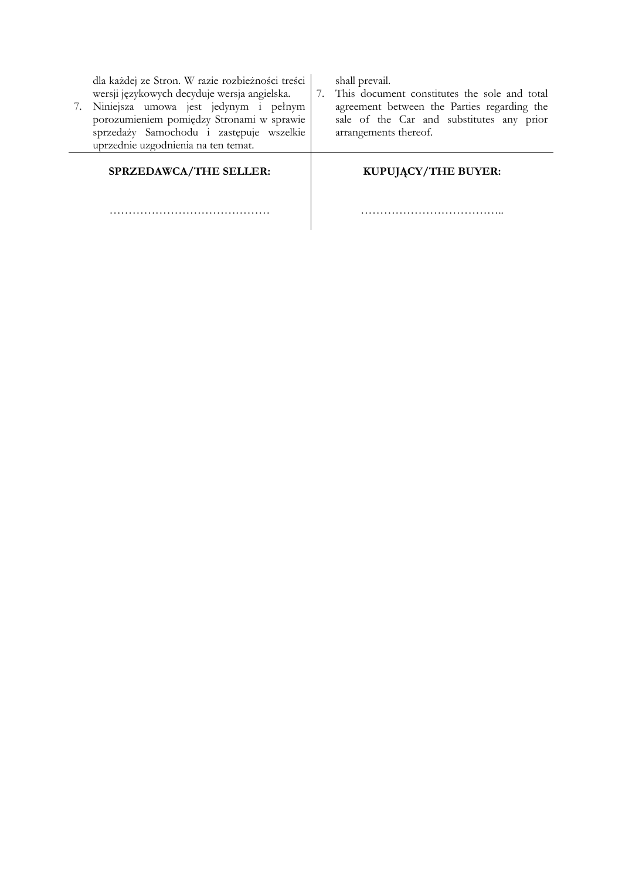dla każdej ze Stron. W razie rozbieżności treści wersji językowych decyduje wersja angielska.

7. Niniejsza umowa jest jedynym i pełnym porozumieniem pomiędzy Stronami w sprawie sprzedaży Samochodu i zastępuje wszelkie uprzednie uzgodnienia na ten temat.

shall prevail.

7. This document constitutes the sole and total agreement between the Parties regarding the sale of the Car and substitutes any prior arrangements thereof.

| **SPRZEDAWCA/THE SELLER:** | **KUPUJĄCY/THE BUYER:** |
| --- | --- |
| …………………………………… | ……………………………….. |